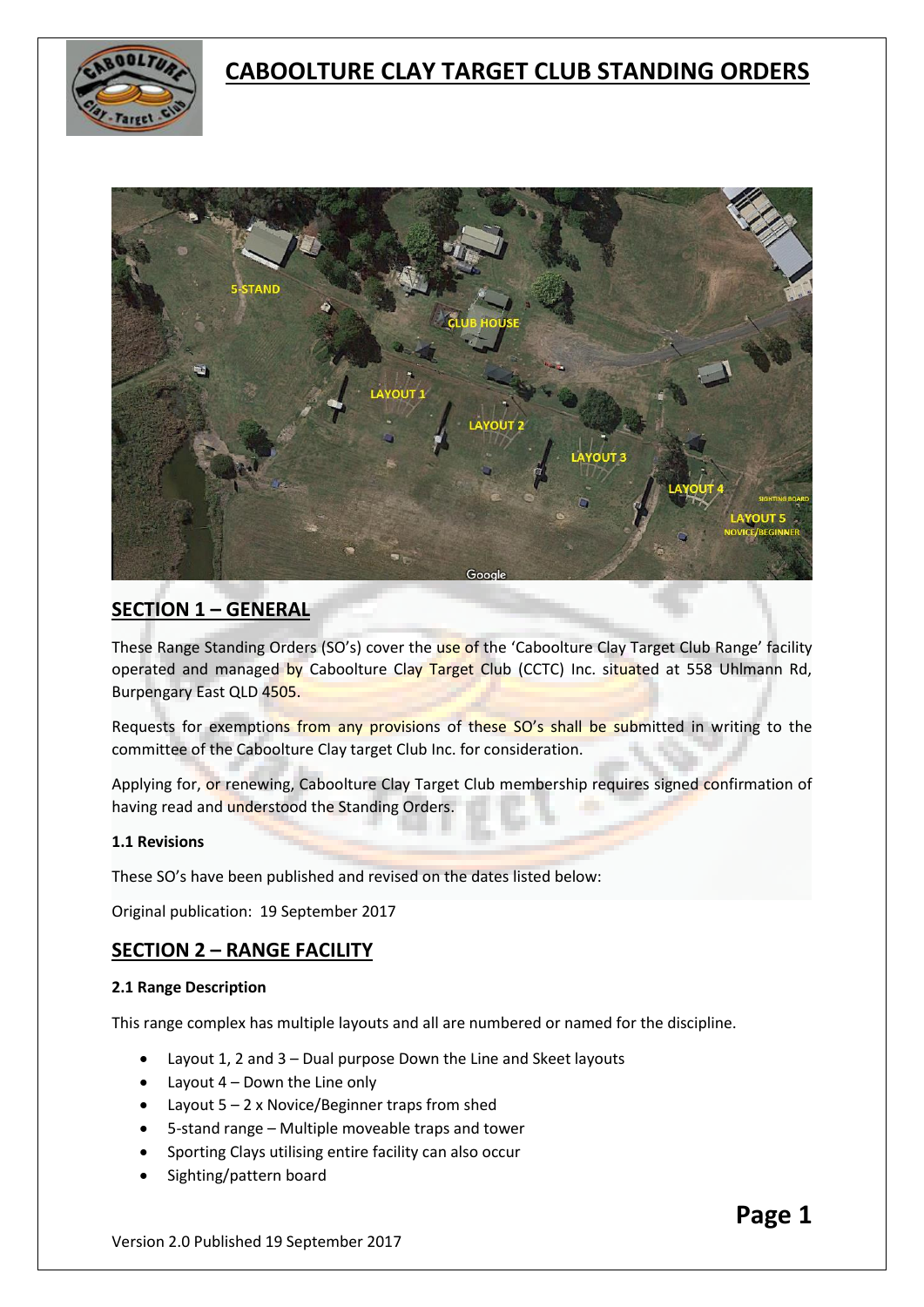# CABOOLTURE CLAY TARGET CLUB STANDING ORDERS

## SECTION 1 – GENERAL

These Range Standing Orders (SO's) cover the use of the 'Caboolture Clay Target Club Range' facility operated and managed by Caboolture Clay Target Club (CCTC) Inc. situated at 558 Uhlmann Rd, Burpengary East QLD 4505.

Requests for exemptions from any provisions of these SO's shall be submitted in writing to the committee of the Caboolture Clay target Club Inc. for consideration.

Applying for, or renewing, Caboolture Clay Target Club membership requires signed confirmation of having read and understood the Standing Orders.

### 1.1 Revisions

These SO's have been published and revised on the dates listed below:

Original publication: 19 September 2017

## SECTION 2 – RANGE FACILITY

### 2.1 Range Description

This range complex has multiple layouts and all are numbered or named for the discipline.

- Layout 1, 2 and 3 – Dual purpose Down the Line and Skeet layouts
- Layout 4 – Down the Line only
- Layout 5 – 2 x Novice/Beginner traps from shed
- 5-stand range – Multiple moveable traps and tower
- Sporting Clays utilising entire facility can also occur
- Sighting/pattern board

Version 2.0 Published 19 September 2017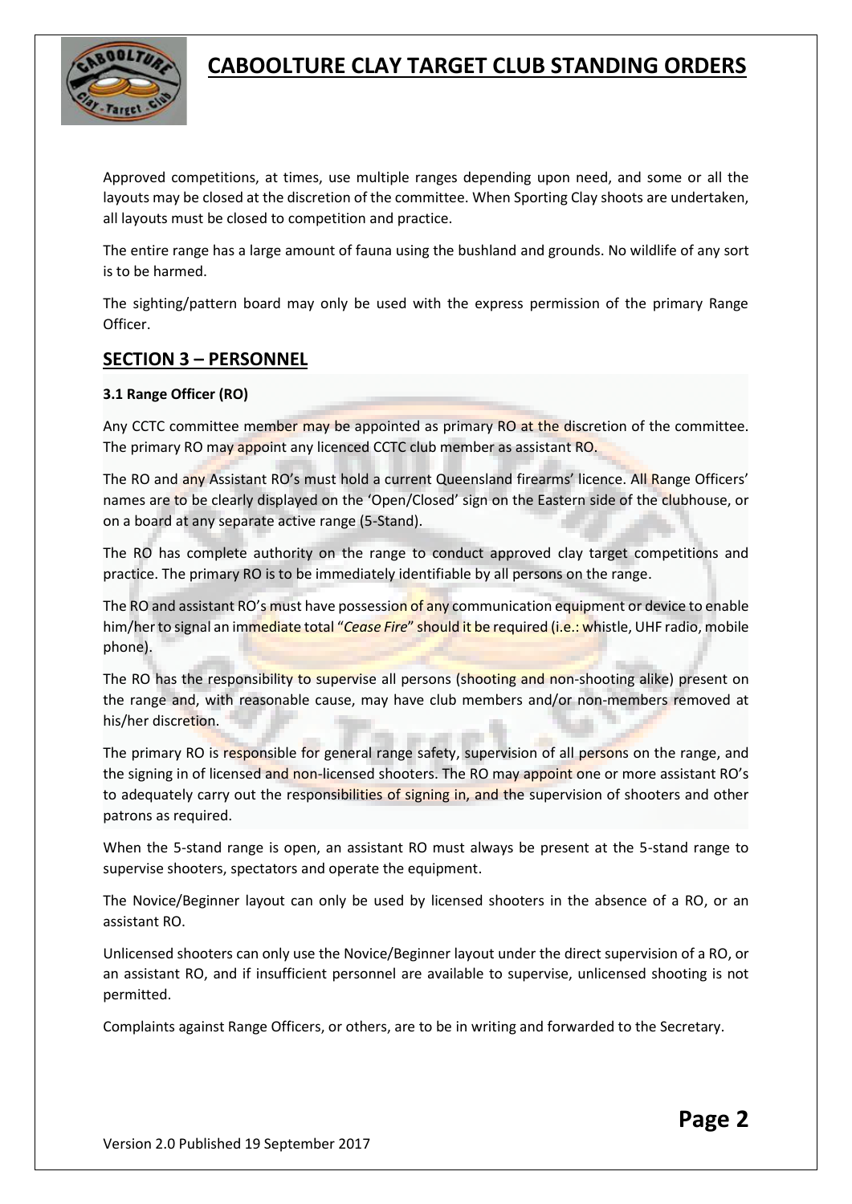Approved competitions, at times, use multiple ranges depending upon need, and some or all the layouts may be closed at the discretion of the committee. When Sporting Clay shoots are undertaken, all layouts must be closed to competition and practice.

The entire range has a large amount of fauna using the bushland and grounds. No wildlife of any sort is to be harmed.

The sighting/pattern board may only be used with the express permission of the primary Range Officer.

## SECTION 3 – PERSONNEL

### 3.1 Range Officer (RO)

Any CCTC committee member may be appointed as primary RO at the discretion of the committee. The primary RO may appoint any licenced CCTC club member as assistant RO.

The RO and any Assistant RO's must hold a current Queensland firearms' licence. All Range Officers' names are to be clearly displayed on the 'Open/Closed' sign on the Eastern side of the clubhouse, or on a board at any separate active range (5-Stand).

The RO has complete authority on the range to conduct approved clay target competitions and practice. The primary RO is to be immediately identifiable by all persons on the range.

The RO and assistant RO's must have possession of any communication equipment or device to enable him/her to signal an immediate total "*Cease Fire*" should it be required (i.e.: whistle, UHF radio, mobile phone).

The RO has the responsibility to supervise all persons (shooting and non-shooting alike) present on the range and, with reasonable cause, may have club members and/or non-members removed at his/her discretion.

The primary RO is responsible for general range safety, supervision of all persons on the range, and the signing in of licensed and non-licensed shooters. The RO may appoint one or more assistant RO's to adequately carry out the responsibilities of signing in, and the supervision of shooters and other patrons as required.

When the 5-stand range is open, an assistant RO must always be present at the 5-stand range to supervise shooters, spectators and operate the equipment.

The Novice/Beginner layout can only be used by licensed shooters in the absence of a RO, or an assistant RO.

Unlicensed shooters can only use the Novice/Beginner layout under the direct supervision of a RO, or an assistant RO, and if insufficient personnel are available to supervise, unlicensed shooting is not permitted.

Complaints against Range Officers, or others, are to be in writing and forwarded to the Secretary.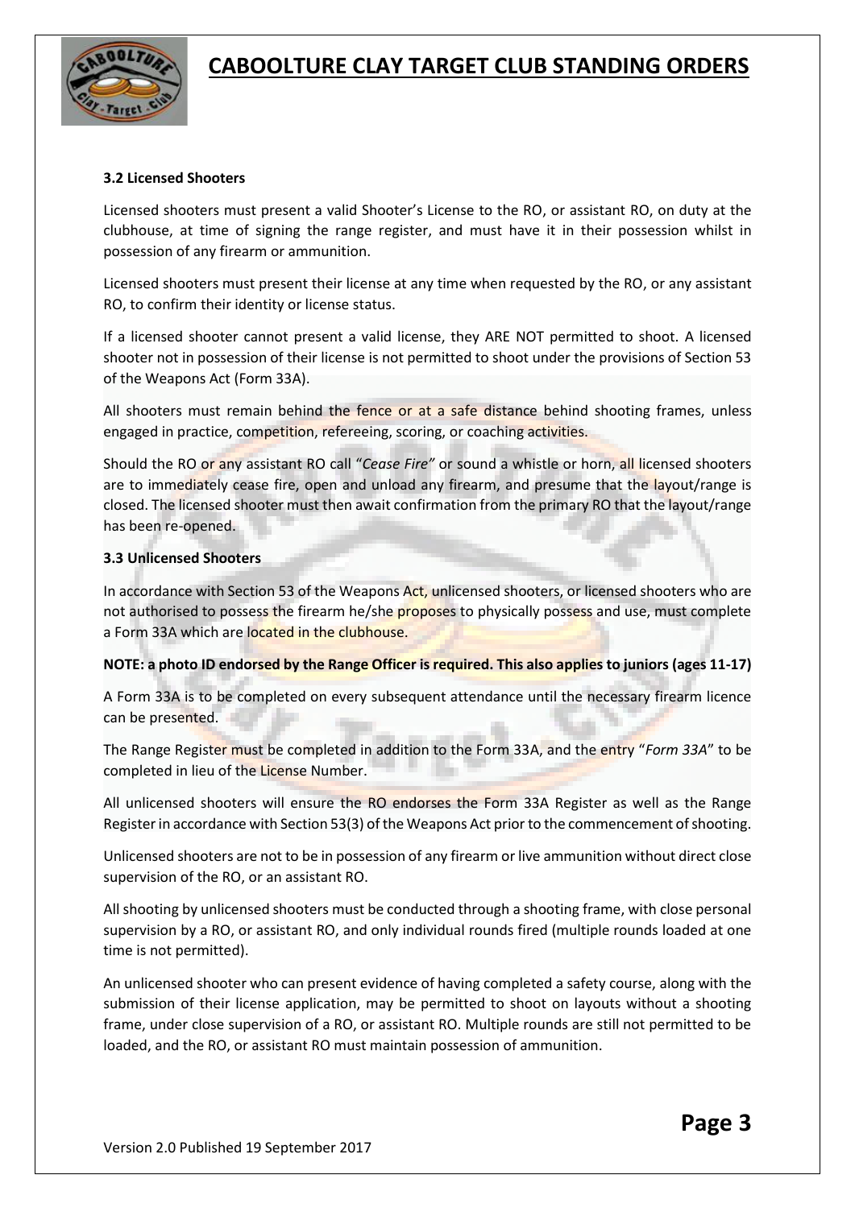### 3.2 Licensed Shooters

Licensed shooters must present a valid Shooter's License to the RO, or assistant RO, on duty at the clubhouse, at time of signing the range register, and must have it in their possession whilst in possession of any firearm or ammunition.

Licensed shooters must present their license at any time when requested by the RO, or any assistant RO, to confirm their identity or license status.

If a licensed shooter cannot present a valid license, they ARE NOT permitted to shoot. A licensed shooter not in possession of their license is not permitted to shoot under the provisions of Section 53 of the Weapons Act (Form 33A).

All shooters must remain behind the fence or at a safe distance behind shooting frames, unless engaged in practice, competition, refereeing, scoring, or coaching activities.

Should the RO or any assistant RO call "*Cease Fire"* or sound a whistle or horn, all licensed shooters are to immediately cease fire, open and unload any firearm, and presume that the layout/range is closed. The licensed shooter must then await confirmation from the primary RO that the layout/range has been re-opened.

### 3.3 Unlicensed Shooters

In accordance with Section 53 of the Weapons Act, unlicensed shooters, or licensed shooters who are not authorised to possess the firearm he/she proposes to physically possess and use, must complete a Form 33A which are located in the clubhouse.

**NOTE: a photo ID endorsed by the Range Officer is required. This also applies to juniors (ages 11-17)**

A Form 33A is to be completed on every subsequent attendance until the necessary firearm licence can be presented.

The Range Register must be completed in addition to the Form 33A, and the entry "*Form 33A*" to be completed in lieu of the License Number.

All unlicensed shooters will ensure the RO endorses the Form 33A Register as well as the Range Register in accordance with Section 53(3) of the Weapons Act prior to the commencement of shooting.

Unlicensed shooters are not to be in possession of any firearm or live ammunition without direct close supervision of the RO, or an assistant RO.

All shooting by unlicensed shooters must be conducted through a shooting frame, with close personal supervision by a RO, or assistant RO, and only individual rounds fired (multiple rounds loaded at one time is not permitted).

An unlicensed shooter who can present evidence of having completed a safety course, along with the submission of their license application, may be permitted to shoot on layouts without a shooting frame, under close supervision of a RO, or assistant RO. Multiple rounds are still not permitted to be loaded, and the RO, or assistant RO must maintain possession of ammunition.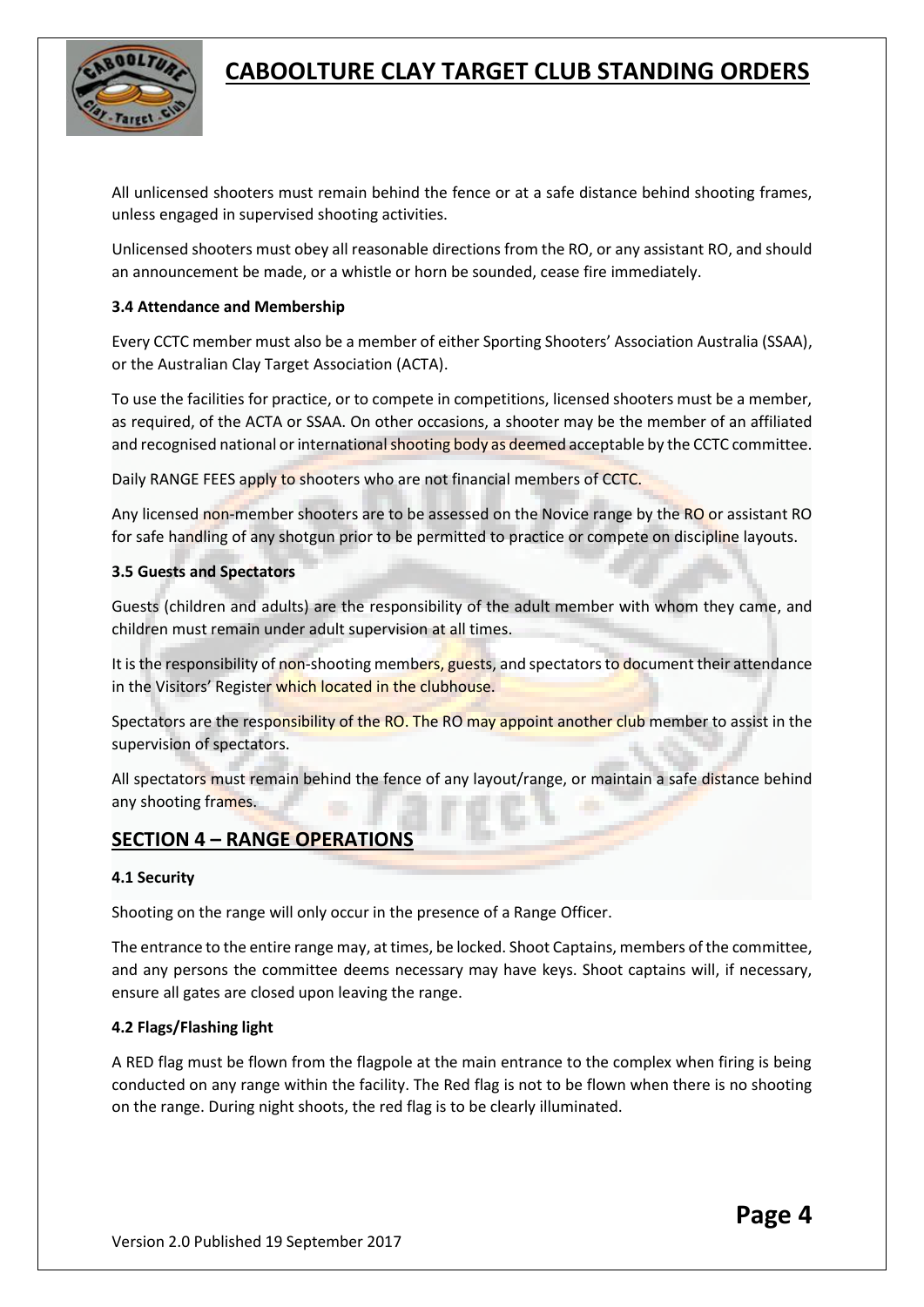All unlicensed shooters must remain behind the fence or at a safe distance behind shooting frames, unless engaged in supervised shooting activities.

Unlicensed shooters must obey all reasonable directions from the RO, or any assistant RO, and should an announcement be made, or a whistle or horn be sounded, cease fire immediately.

### 3.4 Attendance and Membership

Every CCTC member must also be a member of either Sporting Shooters' Association Australia (SSAA), or the Australian Clay Target Association (ACTA).

To use the facilities for practice, or to compete in competitions, licensed shooters must be a member, as required, of the ACTA or SSAA. On other occasions, a shooter may be the member of an affiliated and recognised national or international shooting body as deemed acceptable by the CCTC committee.

Daily RANGE FEES apply to shooters who are not financial members of CCTC.

Any licensed non-member shooters are to be assessed on the Novice range by the RO or assistant RO for safe handling of any shotgun prior to be permitted to practice or compete on discipline layouts.

### 3.5 Guests and Spectators

Guests (children and adults) are the responsibility of the adult member with whom they came, and children must remain under adult supervision at all times.

It is the responsibility of non-shooting members, guests, and spectators to document their attendance in the Visitors' Register which located in the clubhouse.

Spectators are the responsibility of the RO. The RO may appoint another club member to assist in the supervision of spectators.

All spectators must remain behind the fence of any layout/range, or maintain a safe distance behind any shooting frames.

## SECTION 4 – RANGE OPERATIONS

### 4.1 Security

Shooting on the range will only occur in the presence of a Range Officer.

The entrance to the entire range may, at times, be locked. Shoot Captains, members of the committee, and any persons the committee deems necessary may have keys. Shoot captains will, if necessary, ensure all gates are closed upon leaving the range.

### 4.2 Flags/Flashing light

A RED flag must be flown from the flagpole at the main entrance to the complex when firing is being conducted on any range within the facility. The Red flag is not to be flown when there is no shooting on the range. During night shoots, the red flag is to be clearly illuminated.

Version 2.0 Published 19 September 2017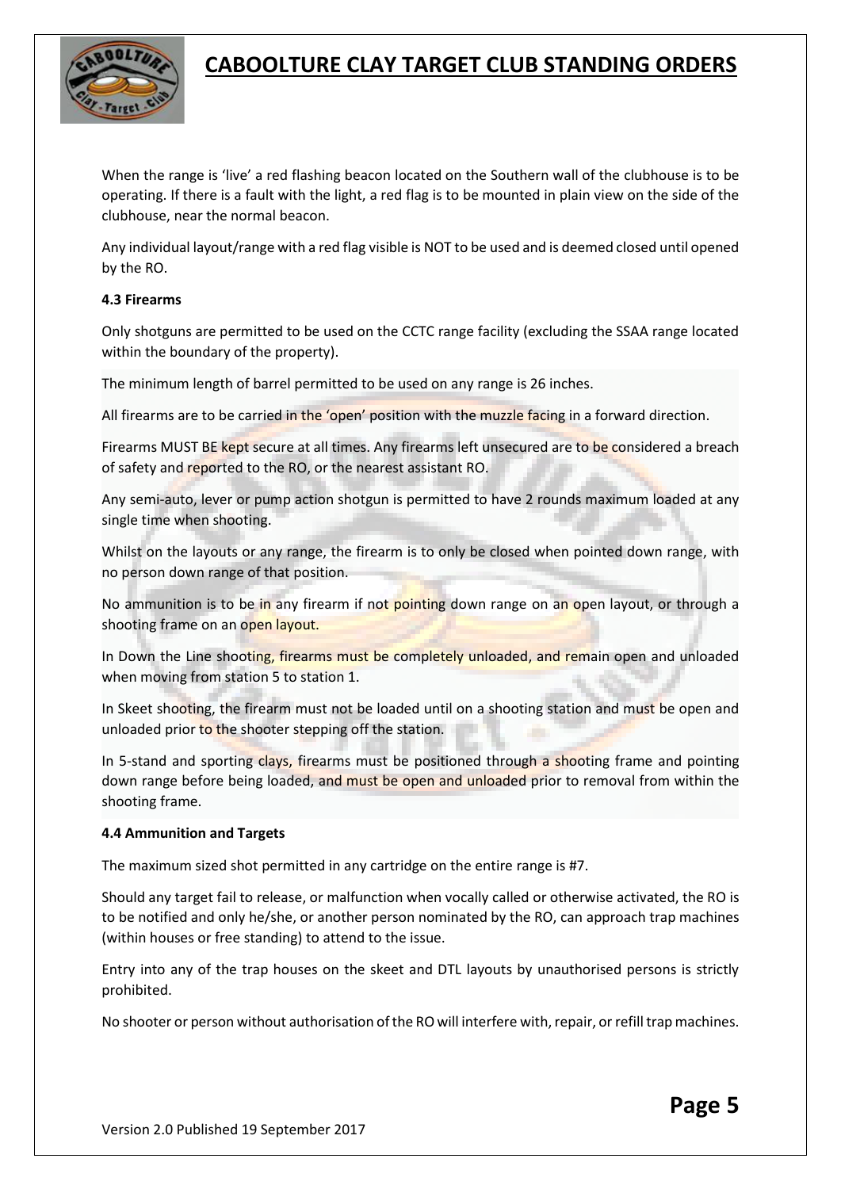When the range is 'live' a red flashing beacon located on the Southern wall of the clubhouse is to be operating. If there is a fault with the light, a red flag is to be mounted in plain view on the side of the clubhouse, near the normal beacon.

Any individual layout/range with a red flag visible is NOT to be used and is deemed closed until opened by the RO.

#### 4.3 Firearms

Only shotguns are permitted to be used on the CCTC range facility (excluding the SSAA range located within the boundary of the property).

The minimum length of barrel permitted to be used on any range is 26 inches.

All firearms are to be carried in the 'open' position with the muzzle facing in a forward direction.

Firearms MUST BE kept secure at all times. Any firearms left unsecured are to be considered a breach of safety and reported to the RO, or the nearest assistant RO.

Any semi-auto, lever or pump action shotgun is permitted to have 2 rounds maximum loaded at any single time when shooting.

Whilst on the layouts or any range, the firearm is to only be closed when pointed down range, with no person down range of that position.

No ammunition is to be in any firearm if not pointing down range on an open layout, or through a shooting frame on an open layout.

In Down the Line shooting, firearms must be completely unloaded, and remain open and unloaded when moving from station 5 to station 1.

In Skeet shooting, the firearm must not be loaded until on a shooting station and must be open and unloaded prior to the shooter stepping off the station.

In 5-stand and sporting clays, firearms must be positioned through a shooting frame and pointing down range before being loaded, and must be open and unloaded prior to removal from within the shooting frame.

#### 4.4 Ammunition and Targets

The maximum sized shot permitted in any cartridge on the entire range is #7.

Should any target fail to release, or malfunction when vocally called or otherwise activated, the RO is to be notified and only he/she, or another person nominated by the RO, can approach trap machines (within houses or free standing) to attend to the issue.

Entry into any of the trap houses on the skeet and DTL layouts by unauthorised persons is strictly prohibited.

No shooter or person without authorisation of the RO will interfere with, repair, or refill trap machines.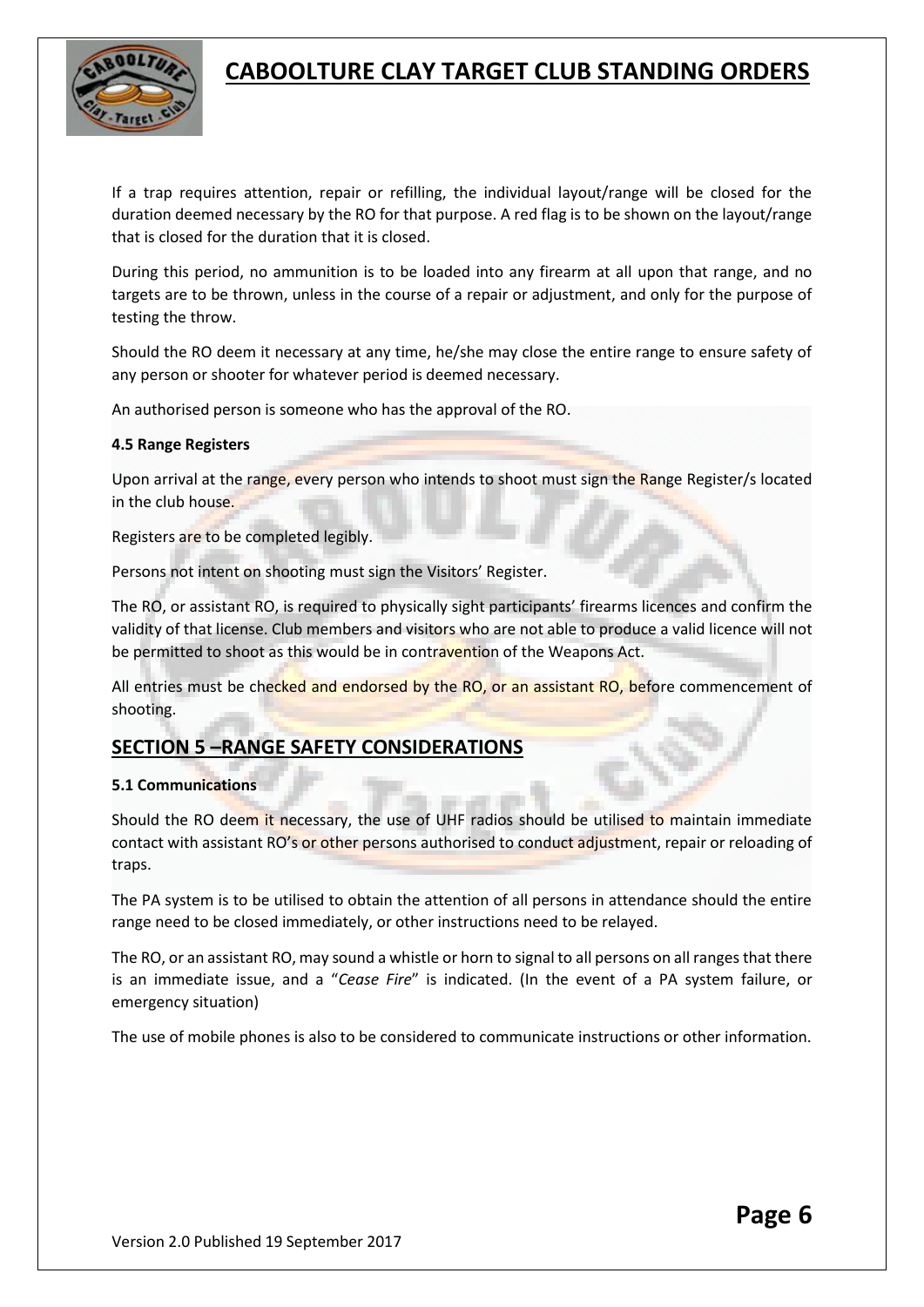If a trap requires attention, repair or refilling, the individual layout/range will be closed for the duration deemed necessary by the RO for that purpose. A red flag is to be shown on the layout/range that is closed for the duration that it is closed.

During this period, no ammunition is to be loaded into any firearm at all upon that range, and no targets are to be thrown, unless in the course of a repair or adjustment, and only for the purpose of testing the throw.

Should the RO deem it necessary at any time, he/she may close the entire range to ensure safety of any person or shooter for whatever period is deemed necessary.

An authorised person is someone who has the approval of the RO.

**4.5 Range Registers**

Upon arrival at the range, every person who intends to shoot must sign the Range Register/s located in the club house.

Registers are to be completed legibly.

Persons not intent on shooting must sign the Visitors' Register.

The RO, or assistant RO, is required to physically sight participants' firearms licences and confirm the validity of that license. Club members and visitors who are not able to produce a valid licence will not be permitted to shoot as this would be in contravention of the Weapons Act.

All entries must be checked and endorsed by the RO, or an assistant RO, before commencement of shooting.

## SECTION 5 –RANGE SAFETY CONSIDERATIONS

**5.1 Communications**

Should the RO deem it necessary, the use of UHF radios should be utilised to maintain immediate contact with assistant RO's or other persons authorised to conduct adjustment, repair or reloading of traps.

The PA system is to be utilised to obtain the attention of all persons in attendance should the entire range need to be closed immediately, or other instructions need to be relayed.

The RO, or an assistant RO, may sound a whistle or horn to signal to all persons on all ranges that there is an immediate issue, and a "*Cease Fire*" is indicated. (In the event of a PA system failure, or emergency situation)

The use of mobile phones is also to be considered to communicate instructions or other information.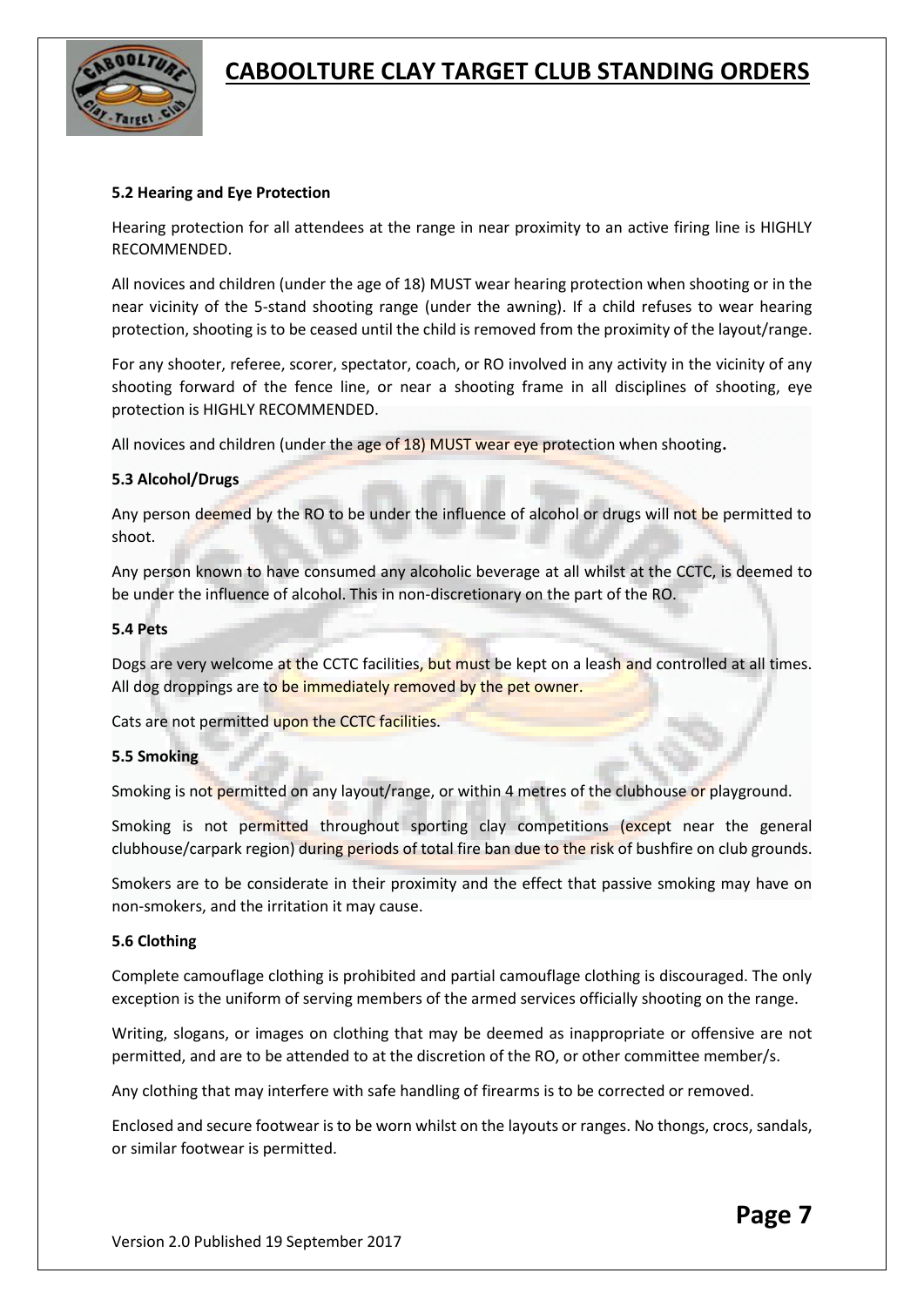### 5.2 Hearing and Eye Protection

Hearing protection for all attendees at the range in near proximity to an active firing line is HIGHLY RECOMMENDED.

All novices and children (under the age of 18) MUST wear hearing protection when shooting or in the near vicinity of the 5-stand shooting range (under the awning). If a child refuses to wear hearing protection, shooting is to be ceased until the child is removed from the proximity of the layout/range.

For any shooter, referee, scorer, spectator, coach, or RO involved in any activity in the vicinity of any shooting forward of the fence line, or near a shooting frame in all disciplines of shooting, eye protection is HIGHLY RECOMMENDED.

All novices and children (under the age of 18) MUST wear eye protection when shooting**.**

### 5.3 Alcohol/Drugs

Any person deemed by the RO to be under the influence of alcohol or drugs will not be permitted to shoot.

Any person known to have consumed any alcoholic beverage at all whilst at the CCTC, is deemed to be under the influence of alcohol. This in non-discretionary on the part of the RO.

### 5.4 Pets

Dogs are very welcome at the CCTC facilities, but must be kept on a leash and controlled at all times. All dog droppings are to be immediately removed by the pet owner.

Cats are not permitted upon the CCTC facilities.

### 5.5 Smoking

Smoking is not permitted on any layout/range, or within 4 metres of the clubhouse or playground.

Smoking is not permitted throughout sporting clay competitions (except near the general clubhouse/carpark region) during periods of total fire ban due to the risk of bushfire on club grounds.

Smokers are to be considerate in their proximity and the effect that passive smoking may have on non-smokers, and the irritation it may cause.

### 5.6 Clothing

Complete camouflage clothing is prohibited and partial camouflage clothing is discouraged. The only exception is the uniform of serving members of the armed services officially shooting on the range.

Writing, slogans, or images on clothing that may be deemed as inappropriate or offensive are not permitted, and are to be attended to at the discretion of the RO, or other committee member/s.

Any clothing that may interfere with safe handling of firearms is to be corrected or removed.

Enclosed and secure footwear is to be worn whilst on the layouts or ranges. No thongs, crocs, sandals, or similar footwear is permitted.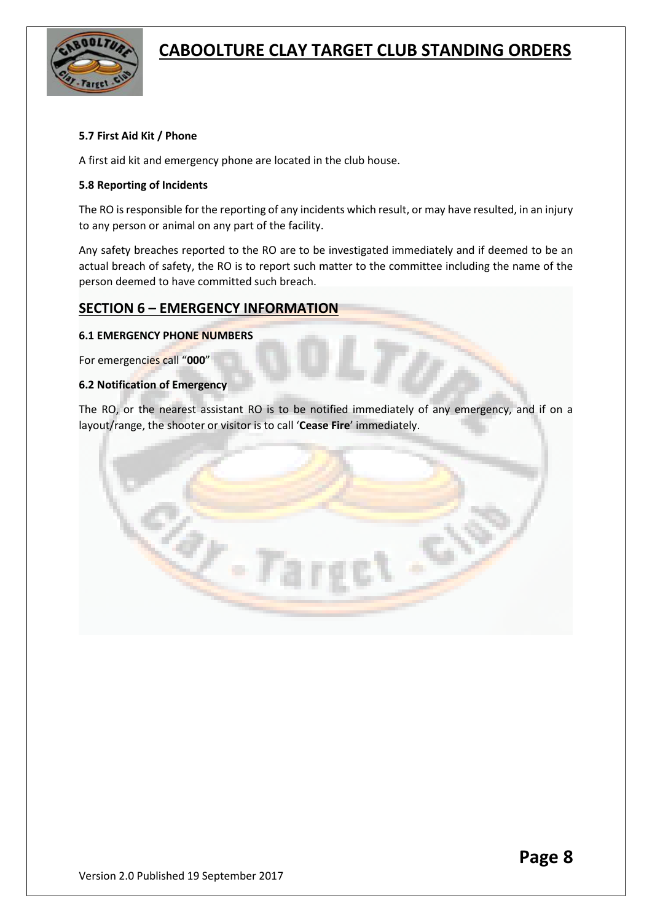### 5.7 First Aid Kit / Phone

A first aid kit and emergency phone are located in the club house.

### 5.8 Reporting of Incidents

The RO is responsible for the reporting of any incidents which result, or may have resulted, in an injury to any person or animal on any part of the facility.

Any safety breaches reported to the RO are to be investigated immediately and if deemed to be an actual breach of safety, the RO is to report such matter to the committee including the name of the person deemed to have committed such breach.

## SECTION 6 – EMERGENCY INFORMATION

### 6.1 EMERGENCY PHONE NUMBERS

For emergencies call "**000**"

### 6.2 Notification of Emergency

The RO, or the nearest assistant RO is to be notified immediately of any emergency, and if on a layout/range, the shooter or visitor is to call '**Cease Fire**' immediately.